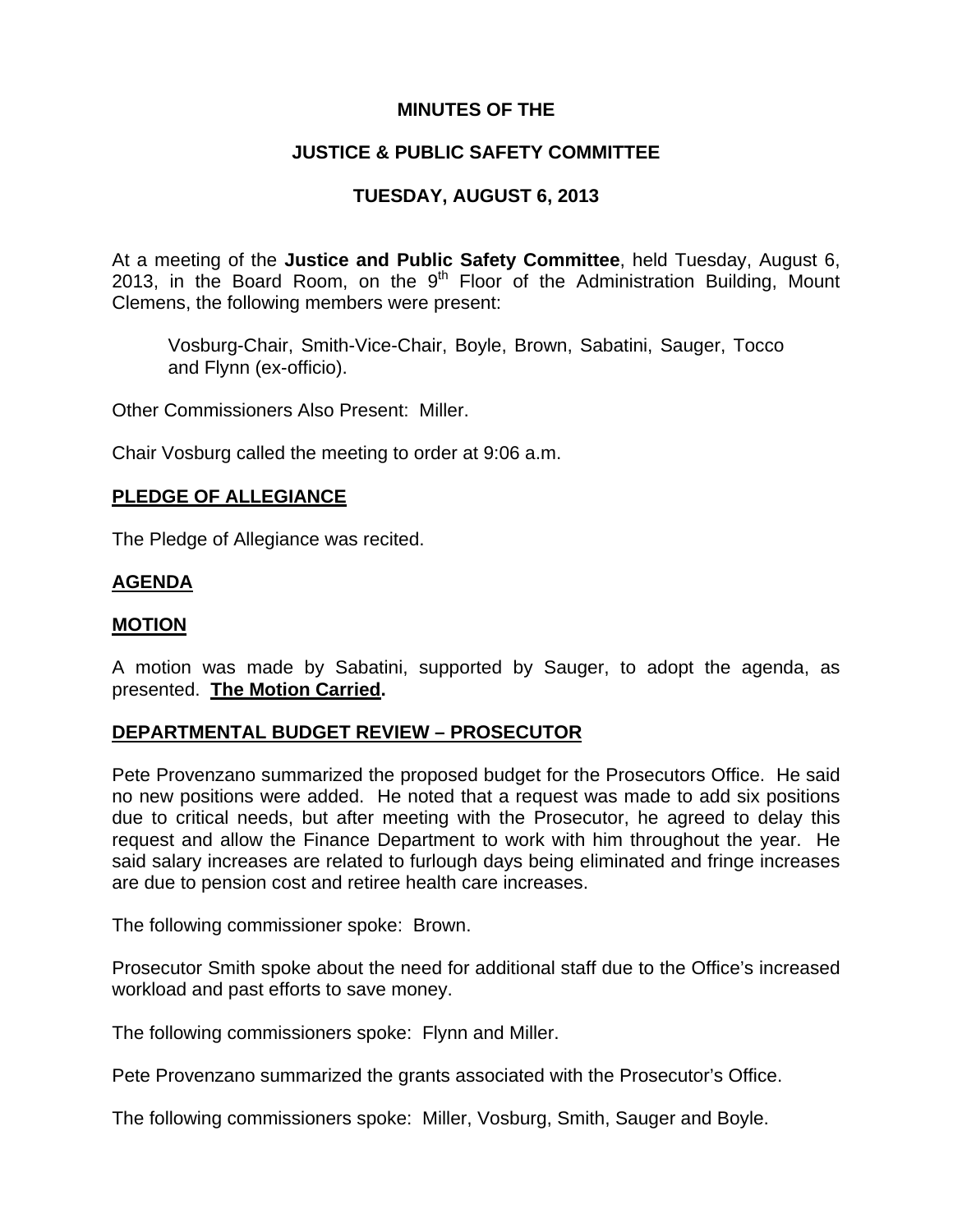**MINUTES OF THE**

**JUSTICE & PUBLIC SAFETY COMMITTEE**

**TUESDAY, AUGUST 6, 2013**

At a meeting of the **Justice and Public Safety Committee**, held Tuesday, August 6, 2013, in the Board Room, on the 9th Floor of the Administration Building, Mount Clemens, the following members were present:

> Vosburg-Chair, Smith-Vice-Chair, Boyle, Brown, Sabatini, Sauger, Tocco and Flynn (ex-officio).

Other Commissioners Also Present: Miller.

Chair Vosburg called the meeting to order at 9:06 a.m.

**PLEDGE OF ALLEGIANCE**

The Pledge of Allegiance was recited.

**AGENDA**

**MOTION**

A motion was made by Sabatini, supported by Sauger, to adopt the agenda, as presented. **The Motion Carried.**

**DEPARTMENTAL BUDGET REVIEW – PROSECUTOR**

Pete Provenzano summarized the proposed budget for the Prosecutors Office. He said no new positions were added. He noted that a request was made to add six positions due to critical needs, but after meeting with the Prosecutor, he agreed to delay this request and allow the Finance Department to work with him throughout the year. He said salary increases are related to furlough days being eliminated and fringe increases are due to pension cost and retiree health care increases.

The following commissioner spoke: Brown.

Prosecutor Smith spoke about the need for additional staff due to the Office's increased workload and past efforts to save money.

The following commissioners spoke: Flynn and Miller.

Pete Provenzano summarized the grants associated with the Prosecutor's Office.

The following commissioners spoke: Miller, Vosburg, Smith, Sauger and Boyle.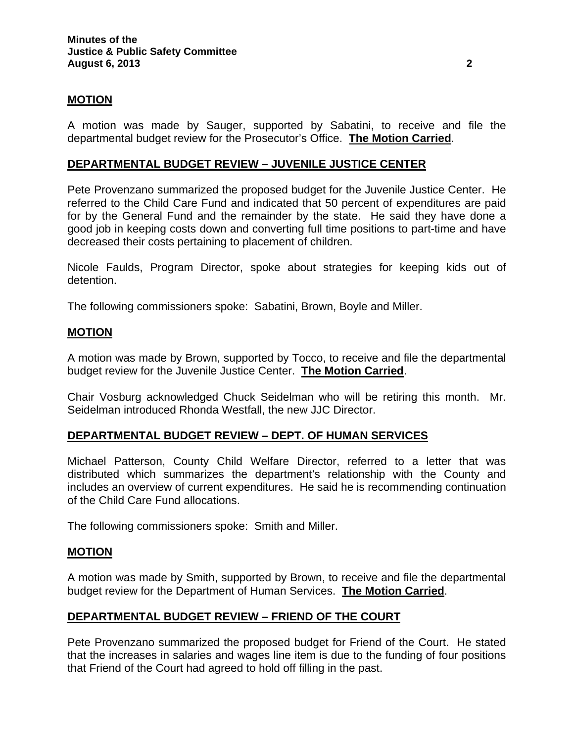**MOTION**

A motion was made by Sauger, supported by Sabatini, to receive and file the departmental budget review for the Prosecutor's Office. **The Motion Carried**.

**DEPARTMENTAL BUDGET REVIEW – JUVENILE JUSTICE CENTER**

Pete Provenzano summarized the proposed budget for the Juvenile Justice Center. He referred to the Child Care Fund and indicated that 50 percent of expenditures are paid for by the General Fund and the remainder by the state. He said they have done a good job in keeping costs down and converting full time positions to part-time and have decreased their costs pertaining to placement of children.

Nicole Faulds, Program Director, spoke about strategies for keeping kids out of detention.

The following commissioners spoke: Sabatini, Brown, Boyle and Miller.

**MOTION**

A motion was made by Brown, supported by Tocco, to receive and file the departmental budget review for the Juvenile Justice Center. **The Motion Carried**.

Chair Vosburg acknowledged Chuck Seidelman who will be retiring this month. Mr. Seidelman introduced Rhonda Westfall, the new JJC Director.

**DEPARTMENTAL BUDGET REVIEW – DEPT. OF HUMAN SERVICES**

Michael Patterson, County Child Welfare Director, referred to a letter that was distributed which summarizes the department's relationship with the County and includes an overview of current expenditures. He said he is recommending continuation of the Child Care Fund allocations.

The following commissioners spoke: Smith and Miller.

**MOTION**

A motion was made by Smith, supported by Brown, to receive and file the departmental budget review for the Department of Human Services. **The Motion Carried**.

**DEPARTMENTAL BUDGET REVIEW – FRIEND OF THE COURT**

Pete Provenzano summarized the proposed budget for Friend of the Court. He stated that the increases in salaries and wages line item is due to the funding of four positions that Friend of the Court had agreed to hold off filling in the past.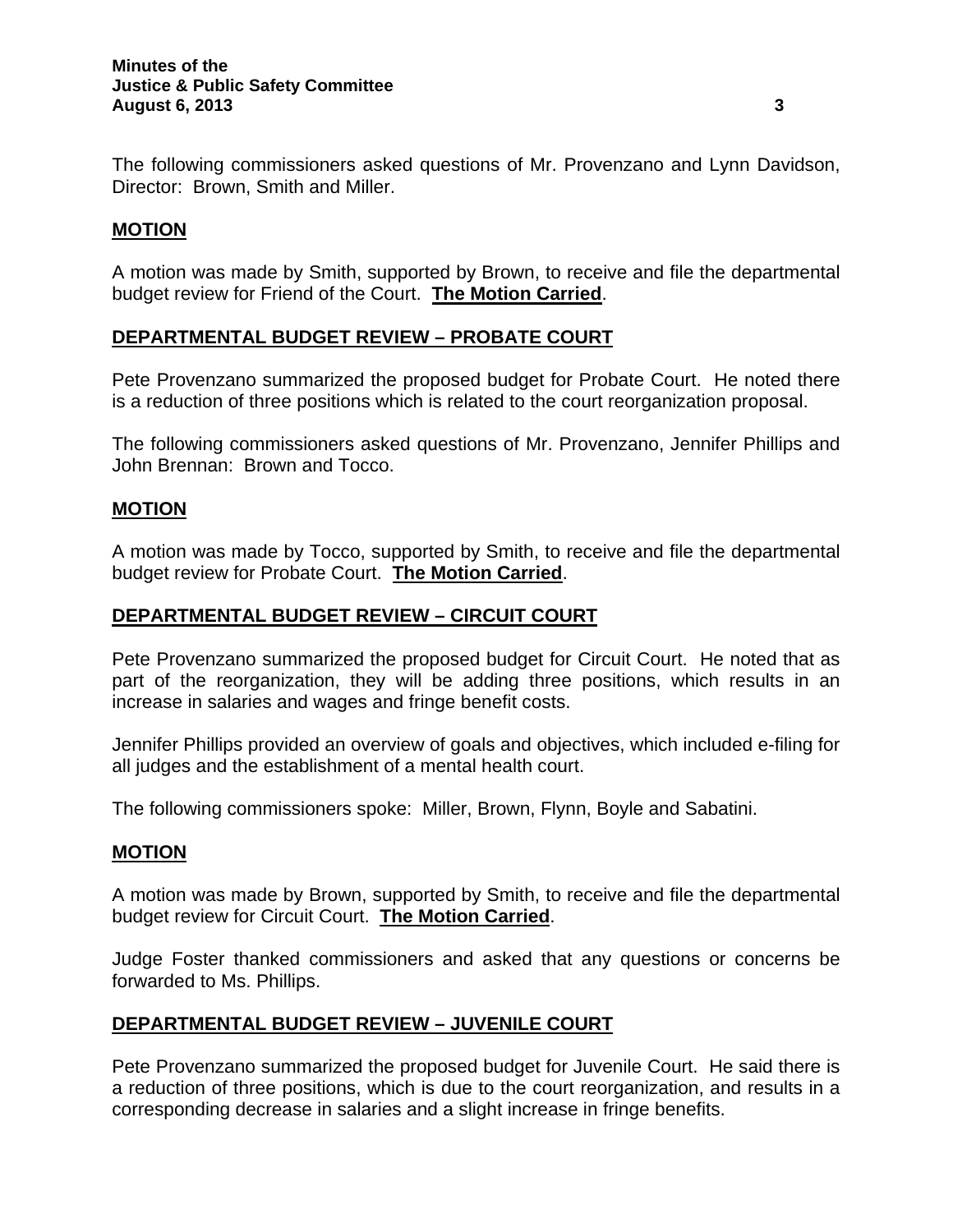The following commissioners asked questions of Mr. Provenzano and Lynn Davidson, Director: Brown, Smith and Miller.

**MOTION**

A motion was made by Smith, supported by Brown, to receive and file the departmental budget review for Friend of the Court. **The Motion Carried**.

## DEPARTMENTAL BUDGET REVIEW – PROBATE COURT

Pete Provenzano summarized the proposed budget for Probate Court. He noted there is a reduction of three positions which is related to the court reorganization proposal.

The following commissioners asked questions of Mr. Provenzano, Jennifer Phillips and John Brennan: Brown and Tocco.

**MOTION**

A motion was made by Tocco, supported by Smith, to receive and file the departmental budget review for Probate Court. **The Motion Carried**.

## DEPARTMENTAL BUDGET REVIEW – CIRCUIT COURT

Pete Provenzano summarized the proposed budget for Circuit Court. He noted that as part of the reorganization, they will be adding three positions, which results in an increase in salaries and wages and fringe benefit costs.

Jennifer Phillips provided an overview of goals and objectives, which included e-filing for all judges and the establishment of a mental health court.

The following commissioners spoke: Miller, Brown, Flynn, Boyle and Sabatini.

**MOTION**

A motion was made by Brown, supported by Smith, to receive and file the departmental budget review for Circuit Court. **The Motion Carried**.

Judge Foster thanked commissioners and asked that any questions or concerns be forwarded to Ms. Phillips.

## DEPARTMENTAL BUDGET REVIEW – JUVENILE COURT

Pete Provenzano summarized the proposed budget for Juvenile Court. He said there is a reduction of three positions, which is due to the court reorganization, and results in a corresponding decrease in salaries and a slight increase in fringe benefits.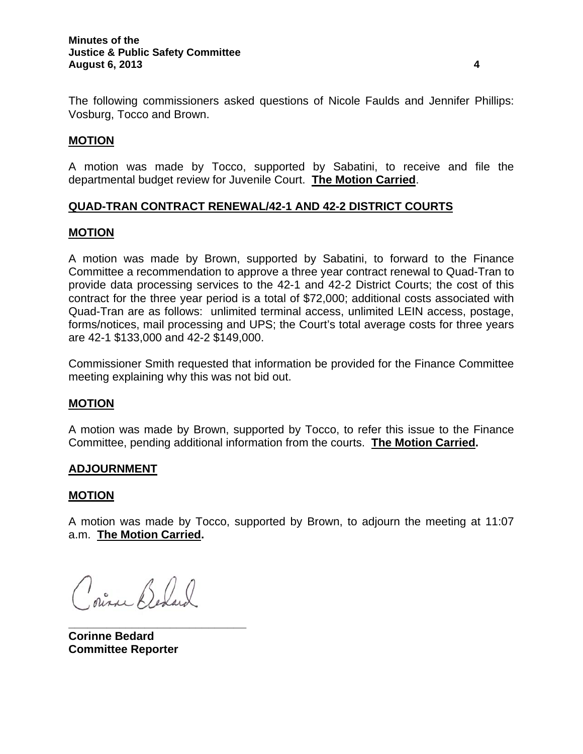The following commissioners asked questions of Nicole Faulds and Jennifer Phillips: Vosburg, Tocco and Brown.

**MOTION**

A motion was made by Tocco, supported by Sabatini, to receive and file the departmental budget review for Juvenile Court. **The Motion Carried**.

**QUAD-TRAN CONTRACT RENEWAL/42-1 AND 42-2 DISTRICT COURTS**

**MOTION**

A motion was made by Brown, supported by Sabatini, to forward to the Finance Committee a recommendation to approve a three year contract renewal to Quad-Tran to provide data processing services to the 42-1 and 42-2 District Courts; the cost of this contract for the three year period is a total of $72,000; additional costs associated with Quad-Tran are as follows: unlimited terminal access, unlimited LEIN access, postage, forms/notices, mail processing and UPS; the Court's total average costs for three years are 42-1 $133,000 and 42-2 $149,000.

Commissioner Smith requested that information be provided for the Finance Committee meeting explaining why this was not bid out.

**MOTION**

A motion was made by Brown, supported by Tocco, to refer this issue to the Finance Committee, pending additional information from the courts. **The Motion Carried.**

**ADJOURNMENT**

**MOTION**

A motion was made by Tocco, supported by Brown, to adjourn the meeting at 11:07 a.m. **The Motion Carried.**

______________________________

**Corinne Bedard**
**Committee Reporter**